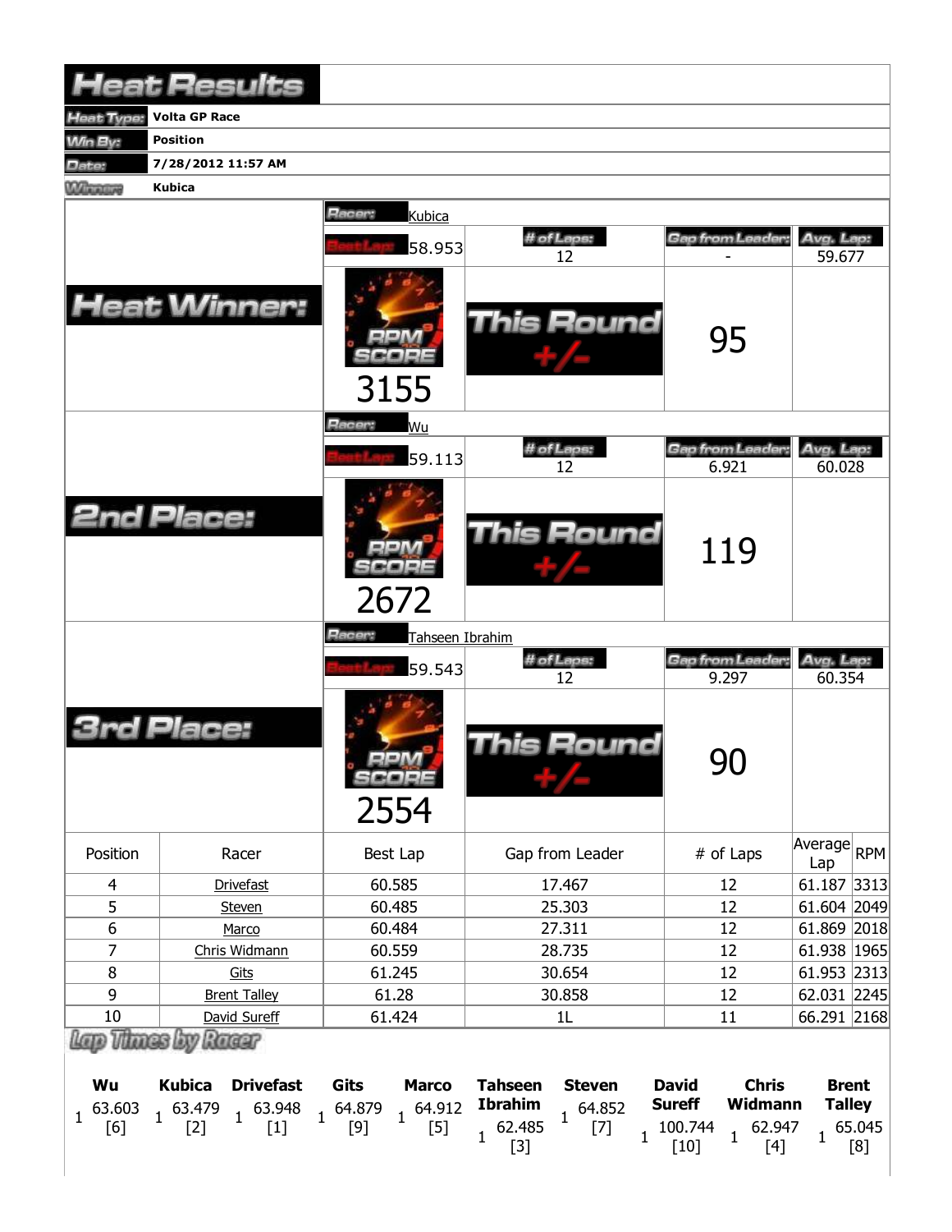# Heat Results

| | |
|---|---|
| **Heat Type:** | **Volta GP Race** |
| **Win By:** | **Position** |
| **Date:** | **7/28/2012 11:57 AM** |
| **Winner:** | **Kubica** |

## Heat Winner:

**Racer:** Kubica

| Best Lap | # of Laps | Gap from Leader | Avg. Lap |
|---|---|---|---|
| 58.953 | 12 | - | 59.677 |

RPM SCORE: 3155

This Round +/-: 95

## 2nd Place:

**Racer:** Wu

| Best Lap | # of Laps | Gap from Leader | Avg. Lap |
|---|---|---|---|
| 59.113 | 12 | 6.921 | 60.028 |

RPM SCORE: 2672

This Round +/-: 119

## 3rd Place:

**Racer:** Tahseen Ibrahim

| Best Lap | # of Laps | Gap from Leader | Avg. Lap |
|---|---|---|---|
| 59.543 | 12 | 9.297 | 60.354 |

RPM SCORE: 2554

This Round +/-: 90

| Position | Racer | Best Lap | Gap from Leader | # of Laps | Average Lap | RPM |
|---|---|---|---|---|---|---|
| 4 | Drivefast | 60.585 | 17.467 | 12 | 61.187 | 3313 |
| 5 | Steven | 60.485 | 25.303 | 12 | 61.604 | 2049 |
| 6 | Marco | 60.484 | 27.311 | 12 | 61.869 | 2018 |
| 7 | Chris Widmann | 60.559 | 28.735 | 12 | 61.938 | 1965 |
| 8 | Gits | 61.245 | 30.654 | 12 | 61.953 | 2313 |
| 9 | Brent Talley | 61.28 | 30.858 | 12 | 62.031 | 2245 |
| 10 | David Sureff | 61.424 | 1L | 11 | 66.291 | 2168 |

## Lap Times by Racer

| | Wu | Kubica | Drivefast | Gits | Marco | Tahseen Ibrahim | Steven | David Sureff | Chris Widmann | Brent Talley |
|---|---|---|---|---|---|---|---|---|---|---|
| 1 | 63.603 [6] | 63.479 [2] | 63.948 [1] | 64.879 [9] | 64.912 [5] | 62.485 [3] | 64.852 [7] | 100.744 [10] | 62.947 [4] | 65.045 [8] |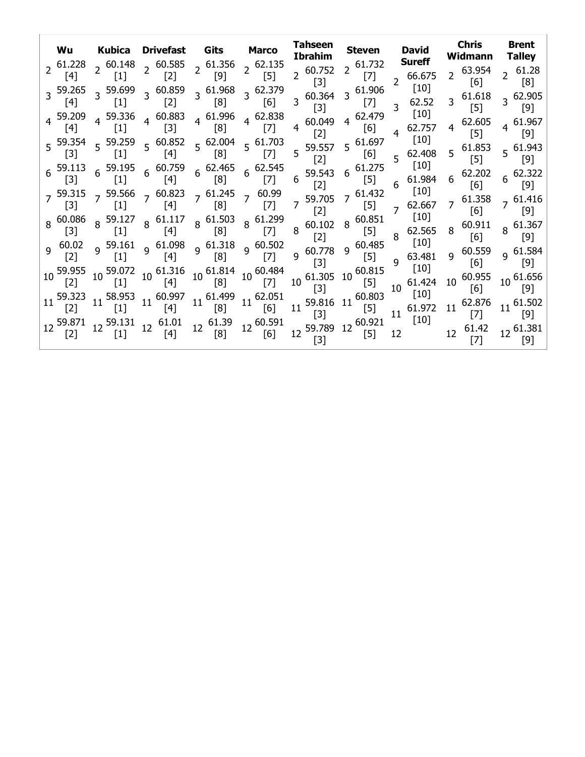| Wu | | Kubica | | Drivefast | | Gits | | Marco | | Tahseen Ibrahim | | Steven | | David Sureff | | Chris Widmann | | Brent Talley | |
|---|---|---|---|---|---|---|---|---|---|---|---|---|---|---|---|---|---|---|---|
| 2 | 61.228 [4] | 2 | 60.148 [1] | 2 | 60.585 [2] | 2 | 61.356 [9] | 2 | 62.135 [5] | 2 | 60.752 [3] | 2 | 61.732 [7] | 2 | 66.675 [10] | 2 | 63.954 [6] | 2 | 61.28 [8] |
| 3 | 59.265 [4] | 3 | 59.699 [1] | 3 | 60.859 [2] | 3 | 61.968 [8] | 3 | 62.379 [6] | 3 | 60.364 [3] | 3 | 61.906 [7] | 3 | 62.52 [10] | 3 | 61.618 [5] | 3 | 62.905 [9] |
| 4 | 59.209 [4] | 4 | 59.336 [1] | 4 | 60.883 [3] | 4 | 61.996 [8] | 4 | 62.838 [7] | 4 | 60.049 [2] | 4 | 62.479 [6] | 4 | 62.757 [10] | 4 | 62.605 [5] | 4 | 61.967 [9] |
| 5 | 59.354 [3] | 5 | 59.259 [1] | 5 | 60.852 [4] | 5 | 62.004 [8] | 5 | 61.703 [7] | 5 | 59.557 [2] | 5 | 61.697 [6] | 5 | 62.408 [10] | 5 | 61.853 [5] | 5 | 61.943 [9] |
| 6 | 59.113 [3] | 6 | 59.195 [1] | 6 | 60.759 [4] | 6 | 62.465 [8] | 6 | 62.545 [7] | 6 | 59.543 [2] | 6 | 61.275 [5] | 6 | 61.984 [10] | 6 | 62.202 [6] | 6 | 62.322 [9] |
| 7 | 59.315 [3] | 7 | 59.566 [1] | 7 | 60.823 [4] | 7 | 61.245 [8] | 7 | 60.99 [7] | 7 | 59.705 [2] | 7 | 61.432 [5] | 7 | 62.667 [10] | 7 | 61.358 [6] | 7 | 61.416 [9] |
| 8 | 60.086 [3] | 8 | 59.127 [1] | 8 | 61.117 [4] | 8 | 61.503 [8] | 8 | 61.299 [7] | 8 | 60.102 [2] | 8 | 60.851 [5] | 8 | 62.565 [10] | 8 | 60.911 [6] | 8 | 61.367 [9] |
| 9 | 60.02 [2] | 9 | 59.161 [1] | 9 | 61.098 [4] | 9 | 61.318 [8] | 9 | 60.502 [7] | 9 | 60.778 [3] | 9 | 60.485 [5] | 9 | 63.481 [10] | 9 | 60.559 [6] | 9 | 61.584 [9] |
| 10 | 59.955 [2] | 10 | 59.072 [1] | 10 | 61.316 [4] | 10 | 61.814 [8] | 10 | 60.484 [7] | 10 | 61.305 [3] | 10 | 60.815 [5] | 10 | 61.424 [10] | 10 | 60.955 [6] | 10 | 61.656 [9] |
| 11 | 59.323 [2] | 11 | 58.953 [1] | 11 | 60.997 [4] | 11 | 61.499 [8] | 11 | 62.051 [6] | 11 | 59.816 [3] | 11 | 60.803 [5] | 11 | 61.972 [10] | 11 | 62.876 [7] | 11 | 61.502 [9] |
| 12 | 59.871 [2] | 12 | 59.131 [1] | 12 | 61.01 [4] | 12 | 61.39 [8] | 12 | 60.591 [6] | 12 | 59.789 [3] | 12 | 60.921 [5] | 12 | | 12 | 61.42 [7] | 12 | 61.381 [9] |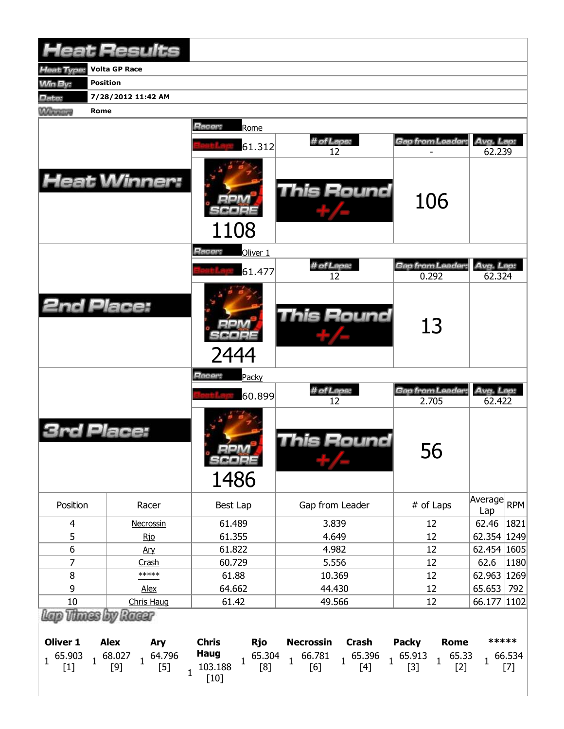# Heat Results

| | |
|---|---|
| **Heat Type:** | Volta GP Race |
| **Win By:** | Position |
| **Date:** | 7/28/2012 11:42 AM |
| **Winner:** | Rome |

## Heat Winner:

**Racer:** Rome

| Best Lap | # of Laps | Gap from Leader | Avg. Lap |
|---|---|---|---|
| 61.312 | 12 | - | 62.239 |

RPM SCORE: 1108

This Round +/-: 106

## 2nd Place:

**Racer:** Oliver 1

| Best Lap | # of Laps | Gap from Leader | Avg. Lap |
|---|---|---|---|
| 61.477 | 12 | 0.292 | 62.324 |

RPM SCORE: 2444

This Round +/-: 13

## 3rd Place:

**Racer:** Packy

| Best Lap | # of Laps | Gap from Leader | Avg. Lap |
|---|---|---|---|
| 60.899 | 12 | 2.705 | 62.422 |

RPM SCORE: 1486

This Round +/-: 56

| Position | Racer | Best Lap | Gap from Leader | # of Laps | Average Lap | RPM |
|---|---|---|---|---|---|---|
| 4 | Necrossin | 61.489 | 3.839 | 12 | 62.46 | 1821 |
| 5 | Rjo | 61.355 | 4.649 | 12 | 62.354 | 1249 |
| 6 | Ary | 61.822 | 4.982 | 12 | 62.454 | 1605 |
| 7 | Crash | 60.729 | 5.556 | 12 | 62.6 | 1180 |
| 8 | ***** | 61.88 | 10.369 | 12 | 62.963 | 1269 |
| 9 | Alex | 64.662 | 44.430 | 12 | 65.653 | 792 |
| 10 | Chris Haug | 61.42 | 49.566 | 12 | 66.177 | 1102 |

## Lap Times by Racer

| Lap | Oliver 1 | Alex | Ary | Chris Haug | Rjo | Necrossin | Crash | Packy | Rome | ***** |
|---|---|---|---|---|---|---|---|---|---|---|
| 1 | 65.903 [1] | 68.027 [9] | 64.796 [5] | 103.188 [10] | 65.304 [8] | 66.781 [6] | 65.396 [4] | 65.913 [3] | 65.33 [2] | 66.534 [7] |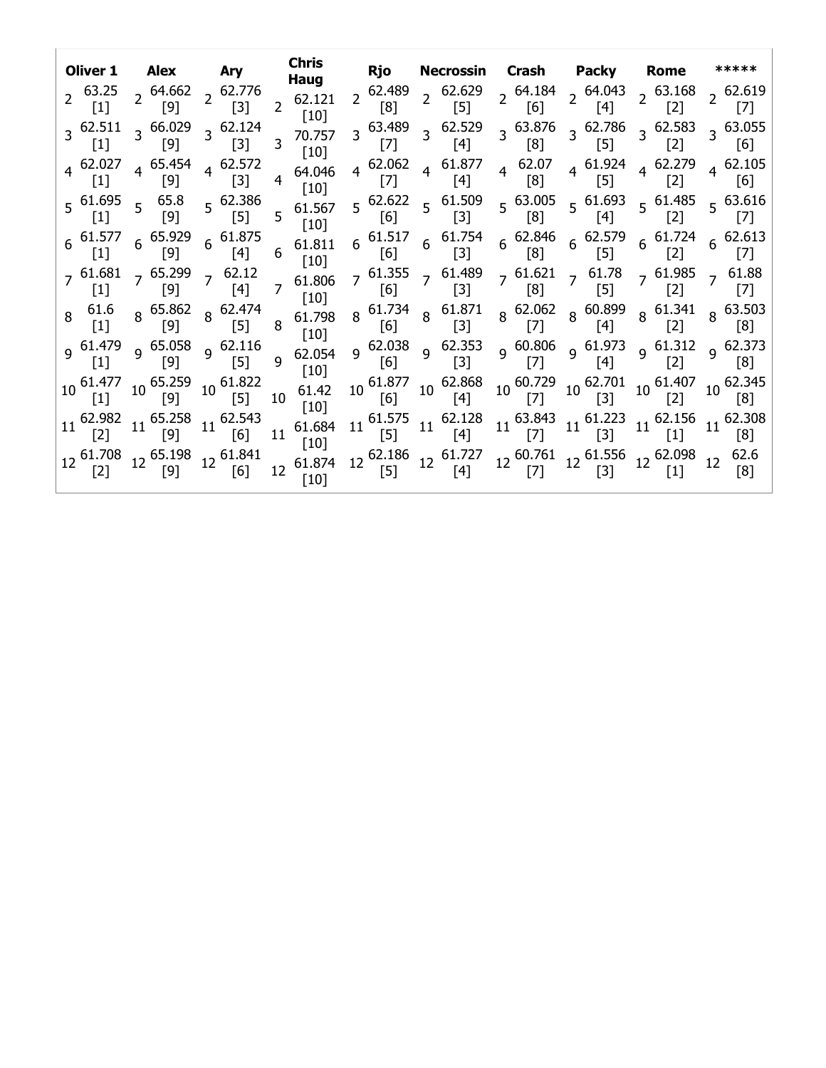| Oliver 1 | Alex | Ary | Chris Haug | Rjo | Necrossin | Crash | Packy | Rome | ***** |
|---|---|---|---|---|---|---|---|---|---|
| 2 63.25 [1] | 2 64.662 [9] | 2 62.776 [3] | 2 62.121 [10] | 2 62.489 [8] | 2 62.629 [5] | 2 64.184 [6] | 2 64.043 [4] | 2 63.168 [2] | 2 62.619 [7] |
| 3 62.511 [1] | 3 66.029 [9] | 3 62.124 [3] | 3 70.757 [10] | 3 63.489 [7] | 3 62.529 [4] | 3 63.876 [8] | 3 62.786 [5] | 3 62.583 [2] | 3 63.055 [6] |
| 4 62.027 [1] | 4 65.454 [9] | 4 62.572 [3] | 4 64.046 [10] | 4 62.062 [7] | 4 61.877 [4] | 4 62.07 [8] | 4 61.924 [5] | 4 62.279 [2] | 4 62.105 [6] |
| 5 61.695 [1] | 5 65.8 [9] | 5 62.386 [5] | 5 61.567 [10] | 5 62.622 [6] | 5 61.509 [3] | 5 63.005 [8] | 5 61.693 [4] | 5 61.485 [2] | 5 63.616 [7] |
| 6 61.577 [1] | 6 65.929 [9] | 6 61.875 [4] | 6 61.811 [10] | 6 61.517 [6] | 6 61.754 [3] | 6 62.846 [8] | 6 62.579 [5] | 6 61.724 [2] | 6 62.613 [7] |
| 7 61.681 [1] | 7 65.299 [9] | 7 62.12 [4] | 7 61.806 [10] | 7 61.355 [6] | 7 61.489 [3] | 7 61.621 [8] | 7 61.78 [5] | 7 61.985 [2] | 7 61.88 [7] |
| 8 61.6 [1] | 8 65.862 [9] | 8 62.474 [5] | 8 61.798 [10] | 8 61.734 [6] | 8 61.871 [3] | 8 62.062 [7] | 8 60.899 [4] | 8 61.341 [2] | 8 63.503 [8] |
| 9 61.479 [1] | 9 65.058 [9] | 9 62.116 [5] | 9 62.054 [10] | 9 62.038 [6] | 9 62.353 [3] | 9 60.806 [7] | 9 61.973 [4] | 9 61.312 [2] | 9 62.373 [8] |
| 10 61.477 [1] | 10 65.259 [9] | 10 61.822 [5] | 10 61.42 [10] | 10 61.877 [6] | 10 62.868 [4] | 10 60.729 [7] | 10 62.701 [3] | 10 61.407 [2] | 10 62.345 [8] |
| 11 62.982 [2] | 11 65.258 [9] | 11 62.543 [6] | 11 61.684 [10] | 11 61.575 [5] | 11 62.128 [4] | 11 63.843 [7] | 11 61.223 [3] | 11 62.156 [1] | 11 62.308 [8] |
| 12 61.708 [2] | 12 65.198 [9] | 12 61.841 [6] | 12 61.874 [10] | 12 62.186 [5] | 12 61.727 [4] | 12 60.761 [7] | 12 61.556 [3] | 12 62.098 [1] | 12 62.6 [8] |